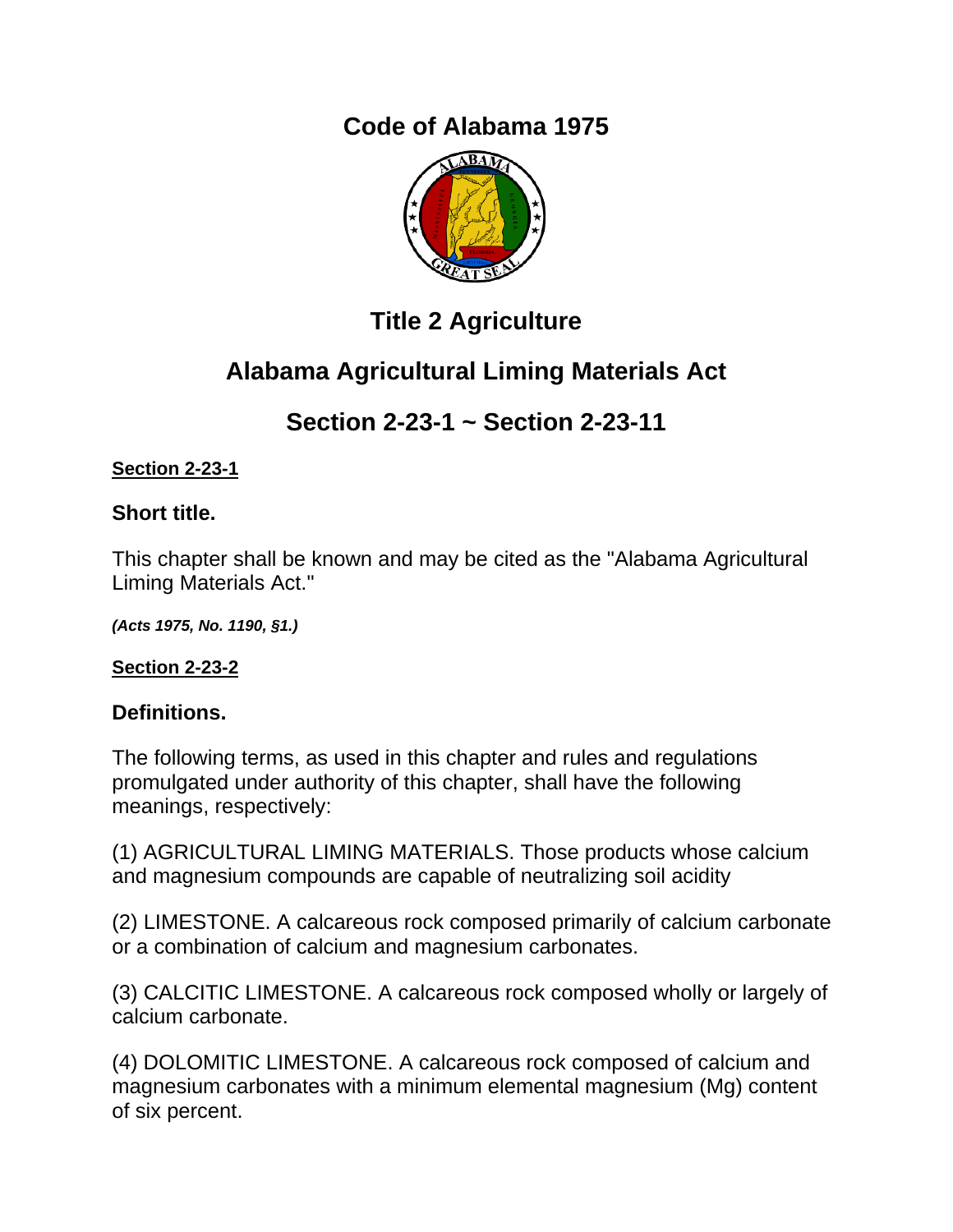# Code of Alabama 1975

## Title 2 Agriculture

## Alabama Agricultural Liming Materials Act

## Section 2-23-1 ~ Section 2-23-11

**Section 2-23-1**

### Short title.

This chapter shall be known and may be cited as the "Alabama Agricultural Liming Materials Act."

***(Acts 1975, No. 1190, §1.)***

**Section 2-23-2**

### Definitions.

The following terms, as used in this chapter and rules and regulations promulgated under authority of this chapter, shall have the following meanings, respectively:

(1) AGRICULTURAL LIMING MATERIALS. Those products whose calcium and magnesium compounds are capable of neutralizing soil acidity

(2) LIMESTONE. A calcareous rock composed primarily of calcium carbonate or a combination of calcium and magnesium carbonates.

(3) CALCITIC LIMESTONE. A calcareous rock composed wholly or largely of calcium carbonate.

(4) DOLOMITIC LIMESTONE. A calcareous rock composed of calcium and magnesium carbonates with a minimum elemental magnesium (Mg) content of six percent.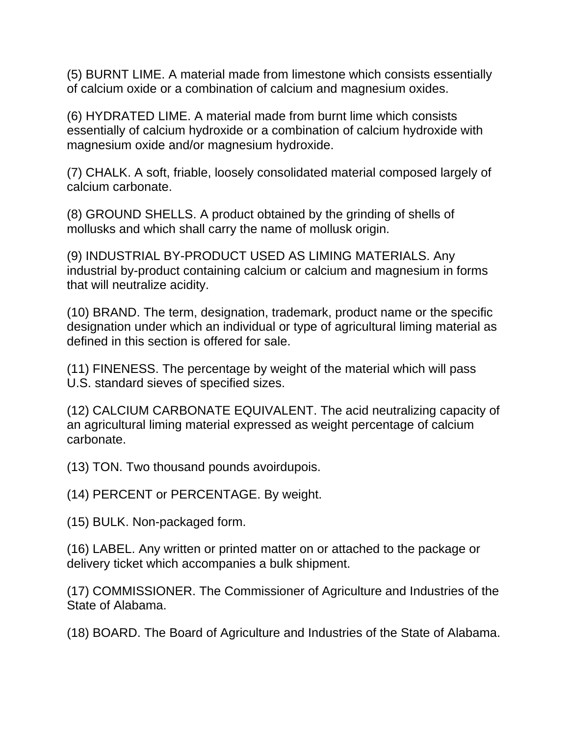(5) BURNT LIME. A material made from limestone which consists essentially of calcium oxide or a combination of calcium and magnesium oxides.

(6) HYDRATED LIME. A material made from burnt lime which consists essentially of calcium hydroxide or a combination of calcium hydroxide with magnesium oxide and/or magnesium hydroxide.

(7) CHALK. A soft, friable, loosely consolidated material composed largely of calcium carbonate.

(8) GROUND SHELLS. A product obtained by the grinding of shells of mollusks and which shall carry the name of mollusk origin.

(9) INDUSTRIAL BY-PRODUCT USED AS LIMING MATERIALS. Any industrial by-product containing calcium or calcium and magnesium in forms that will neutralize acidity.

(10) BRAND. The term, designation, trademark, product name or the specific designation under which an individual or type of agricultural liming material as defined in this section is offered for sale.

(11) FINENESS. The percentage by weight of the material which will pass U.S. standard sieves of specified sizes.

(12) CALCIUM CARBONATE EQUIVALENT. The acid neutralizing capacity of an agricultural liming material expressed as weight percentage of calcium carbonate.

(13) TON. Two thousand pounds avoirdupois.

(14) PERCENT or PERCENTAGE. By weight.

(15) BULK. Non-packaged form.

(16) LABEL. Any written or printed matter on or attached to the package or delivery ticket which accompanies a bulk shipment.

(17) COMMISSIONER. The Commissioner of Agriculture and Industries of the State of Alabama.

(18) BOARD. The Board of Agriculture and Industries of the State of Alabama.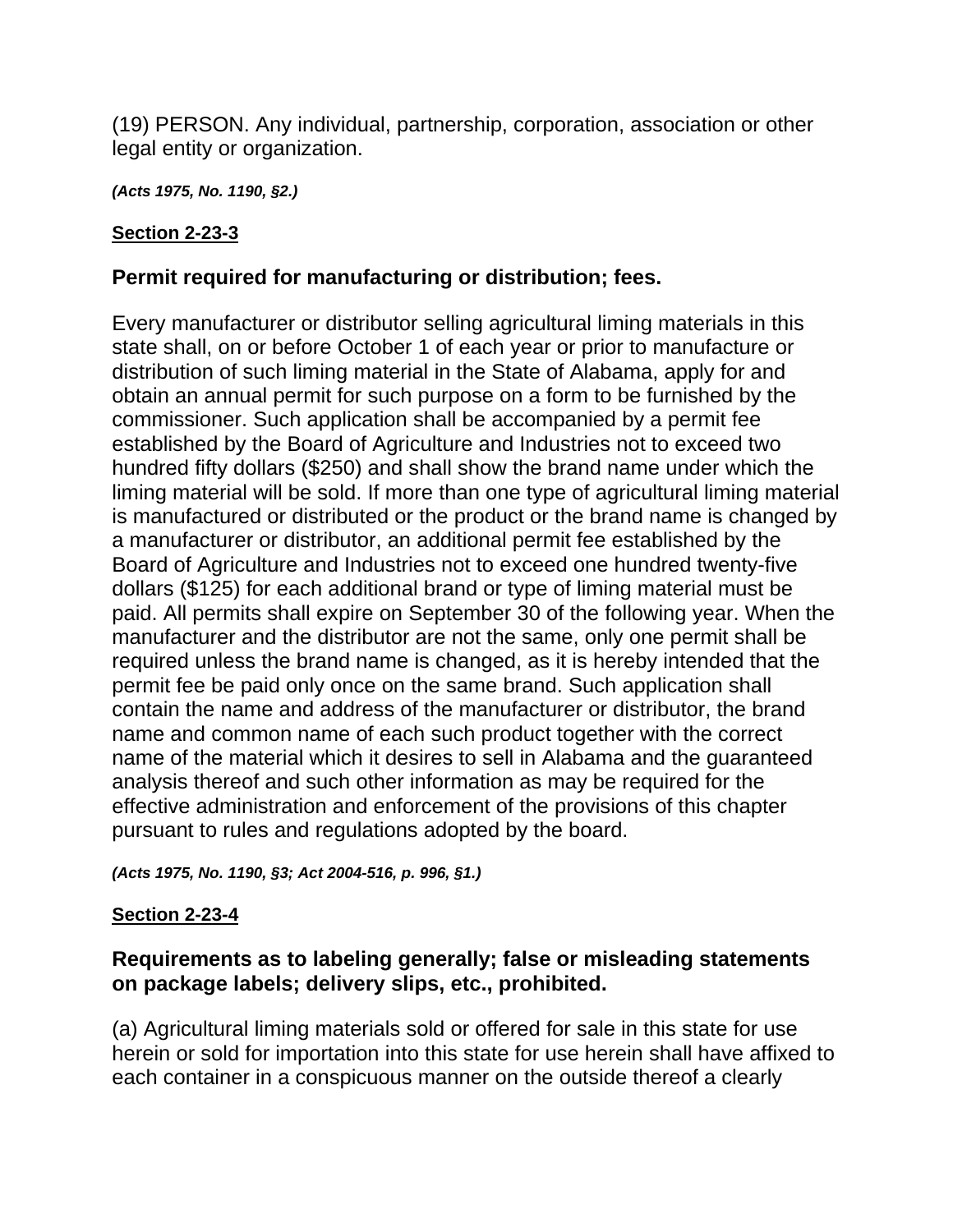(19) PERSON. Any individual, partnership, corporation, association or other legal entity or organization.

***(Acts 1975, No. 1190, §2.)***

**Section 2-23-3**

### Permit required for manufacturing or distribution; fees.

Every manufacturer or distributor selling agricultural liming materials in this state shall, on or before October 1 of each year or prior to manufacture or distribution of such liming material in the State of Alabama, apply for and obtain an annual permit for such purpose on a form to be furnished by the commissioner. Such application shall be accompanied by a permit fee established by the Board of Agriculture and Industries not to exceed two hundred fifty dollars ($250) and shall show the brand name under which the liming material will be sold. If more than one type of agricultural liming material is manufactured or distributed or the product or the brand name is changed by a manufacturer or distributor, an additional permit fee established by the Board of Agriculture and Industries not to exceed one hundred twenty-five dollars ($125) for each additional brand or type of liming material must be paid. All permits shall expire on September 30 of the following year. When the manufacturer and the distributor are not the same, only one permit shall be required unless the brand name is changed, as it is hereby intended that the permit fee be paid only once on the same brand. Such application shall contain the name and address of the manufacturer or distributor, the brand name and common name of each such product together with the correct name of the material which it desires to sell in Alabama and the guaranteed analysis thereof and such other information as may be required for the effective administration and enforcement of the provisions of this chapter pursuant to rules and regulations adopted by the board.

***(Acts 1975, No. 1190, §3; Act 2004-516, p. 996, §1.)***

**Section 2-23-4**

### Requirements as to labeling generally; false or misleading statements on package labels; delivery slips, etc., prohibited.

(a) Agricultural liming materials sold or offered for sale in this state for use herein or sold for importation into this state for use herein shall have affixed to each container in a conspicuous manner on the outside thereof a clearly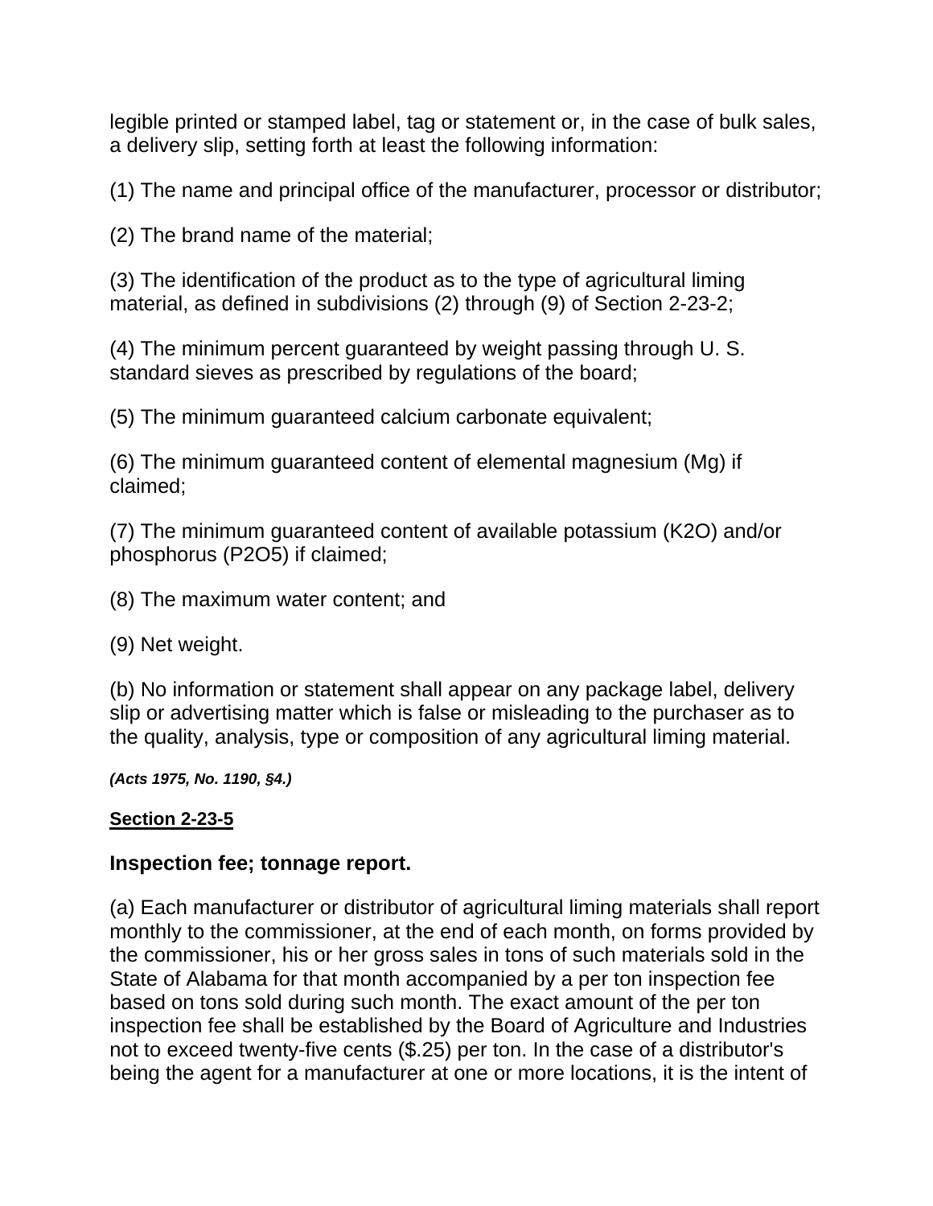legible printed or stamped label, tag or statement or, in the case of bulk sales, a delivery slip, setting forth at least the following information:

(1) The name and principal office of the manufacturer, processor or distributor;

(2) The brand name of the material;

(3) The identification of the product as to the type of agricultural liming material, as defined in subdivisions (2) through (9) of Section 2-23-2;

(4) The minimum percent guaranteed by weight passing through U. S. standard sieves as prescribed by regulations of the board;

(5) The minimum guaranteed calcium carbonate equivalent;

(6) The minimum guaranteed content of elemental magnesium (Mg) if claimed;

(7) The minimum guaranteed content of available potassium ($K_2O$) and/or phosphorus ($P_2O_5$) if claimed;

(8) The maximum water content; and

(9) Net weight.

(b) No information or statement shall appear on any package label, delivery slip or advertising matter which is false or misleading to the purchaser as to the quality, analysis, type or composition of any agricultural liming material.

***(Acts 1975, No. 1190, §4.)***

**Section 2-23-5**

### Inspection fee; tonnage report.

(a) Each manufacturer or distributor of agricultural liming materials shall report monthly to the commissioner, at the end of each month, on forms provided by the commissioner, his or her gross sales in tons of such materials sold in the State of Alabama for that month accompanied by a per ton inspection fee based on tons sold during such month. The exact amount of the per ton inspection fee shall be established by the Board of Agriculture and Industries not to exceed twenty-five cents ($.25) per ton. In the case of a distributor's being the agent for a manufacturer at one or more locations, it is the intent of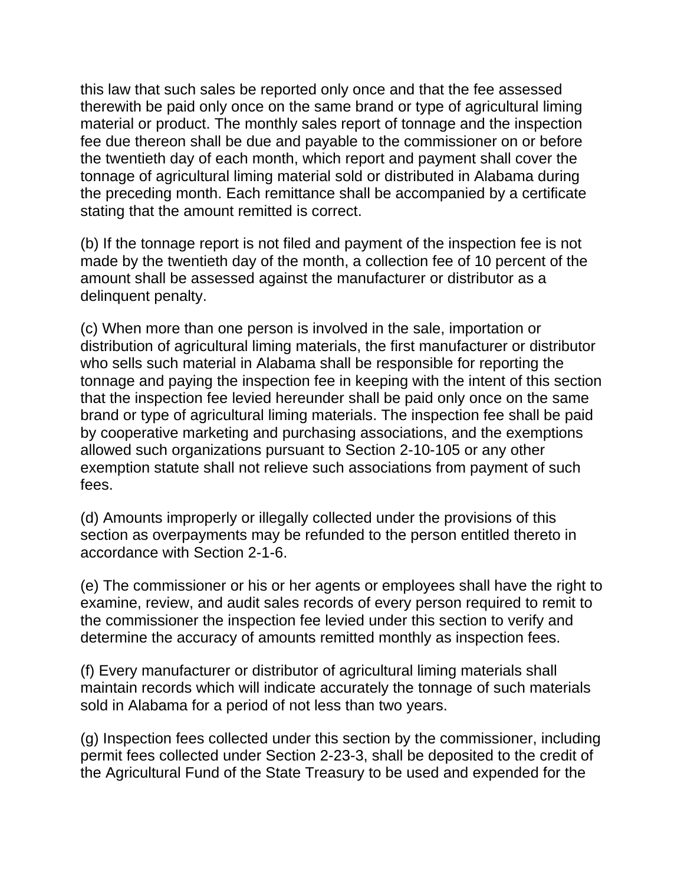this law that such sales be reported only once and that the fee assessed therewith be paid only once on the same brand or type of agricultural liming material or product. The monthly sales report of tonnage and the inspection fee due thereon shall be due and payable to the commissioner on or before the twentieth day of each month, which report and payment shall cover the tonnage of agricultural liming material sold or distributed in Alabama during the preceding month. Each remittance shall be accompanied by a certificate stating that the amount remitted is correct.

(b) If the tonnage report is not filed and payment of the inspection fee is not made by the twentieth day of the month, a collection fee of 10 percent of the amount shall be assessed against the manufacturer or distributor as a delinquent penalty.

(c) When more than one person is involved in the sale, importation or distribution of agricultural liming materials, the first manufacturer or distributor who sells such material in Alabama shall be responsible for reporting the tonnage and paying the inspection fee in keeping with the intent of this section that the inspection fee levied hereunder shall be paid only once on the same brand or type of agricultural liming materials. The inspection fee shall be paid by cooperative marketing and purchasing associations, and the exemptions allowed such organizations pursuant to Section 2-10-105 or any other exemption statute shall not relieve such associations from payment of such fees.

(d) Amounts improperly or illegally collected under the provisions of this section as overpayments may be refunded to the person entitled thereto in accordance with Section 2-1-6.

(e) The commissioner or his or her agents or employees shall have the right to examine, review, and audit sales records of every person required to remit to the commissioner the inspection fee levied under this section to verify and determine the accuracy of amounts remitted monthly as inspection fees.

(f) Every manufacturer or distributor of agricultural liming materials shall maintain records which will indicate accurately the tonnage of such materials sold in Alabama for a period of not less than two years.

(g) Inspection fees collected under this section by the commissioner, including permit fees collected under Section 2-23-3, shall be deposited to the credit of the Agricultural Fund of the State Treasury to be used and expended for the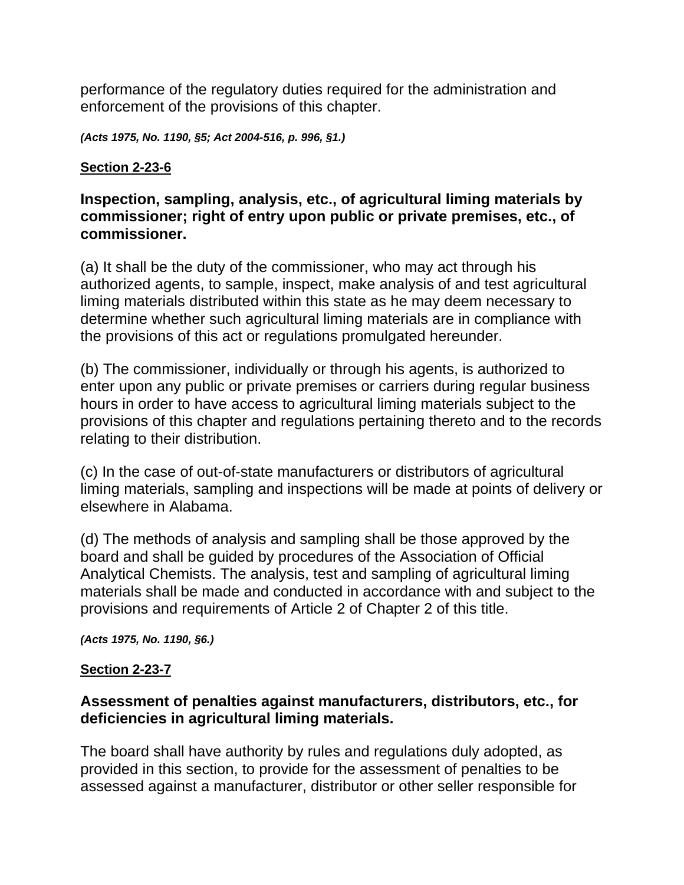performance of the regulatory duties required for the administration and enforcement of the provisions of this chapter.

***(Acts 1975, No. 1190, §5; Act 2004-516, p. 996, §1.)***

**Section 2-23-6**

### Inspection, sampling, analysis, etc., of agricultural liming materials by commissioner; right of entry upon public or private premises, etc., of commissioner.

(a) It shall be the duty of the commissioner, who may act through his authorized agents, to sample, inspect, make analysis of and test agricultural liming materials distributed within this state as he may deem necessary to determine whether such agricultural liming materials are in compliance with the provisions of this act or regulations promulgated hereunder.

(b) The commissioner, individually or through his agents, is authorized to enter upon any public or private premises or carriers during regular business hours in order to have access to agricultural liming materials subject to the provisions of this chapter and regulations pertaining thereto and to the records relating to their distribution.

(c) In the case of out-of-state manufacturers or distributors of agricultural liming materials, sampling and inspections will be made at points of delivery or elsewhere in Alabama.

(d) The methods of analysis and sampling shall be those approved by the board and shall be guided by procedures of the Association of Official Analytical Chemists. The analysis, test and sampling of agricultural liming materials shall be made and conducted in accordance with and subject to the provisions and requirements of Article 2 of Chapter 2 of this title.

***(Acts 1975, No. 1190, §6.)***

**Section 2-23-7**

### Assessment of penalties against manufacturers, distributors, etc., for deficiencies in agricultural liming materials.

The board shall have authority by rules and regulations duly adopted, as provided in this section, to provide for the assessment of penalties to be assessed against a manufacturer, distributor or other seller responsible for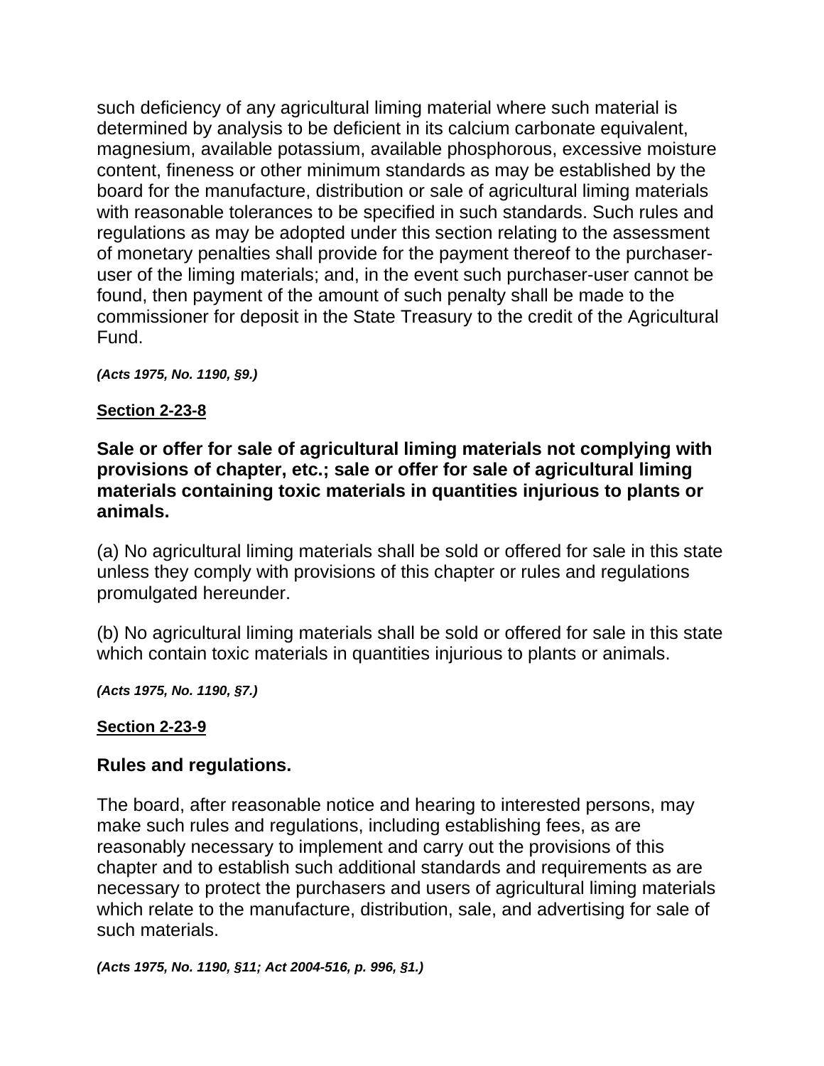such deficiency of any agricultural liming material where such material is determined by analysis to be deficient in its calcium carbonate equivalent, magnesium, available potassium, available phosphorous, excessive moisture content, fineness or other minimum standards as may be established by the board for the manufacture, distribution or sale of agricultural liming materials with reasonable tolerances to be specified in such standards. Such rules and regulations as may be adopted under this section relating to the assessment of monetary penalties shall provide for the payment thereof to the purchaser-user of the liming materials; and, in the event such purchaser-user cannot be found, then payment of the amount of such penalty shall be made to the commissioner for deposit in the State Treasury to the credit of the Agricultural Fund.

***(Acts 1975, No. 1190, §9.)***

**Section 2-23-8**

### Sale or offer for sale of agricultural liming materials not complying with provisions of chapter, etc.; sale or offer for sale of agricultural liming materials containing toxic materials in quantities injurious to plants or animals.

(a) No agricultural liming materials shall be sold or offered for sale in this state unless they comply with provisions of this chapter or rules and regulations promulgated hereunder.

(b) No agricultural liming materials shall be sold or offered for sale in this state which contain toxic materials in quantities injurious to plants or animals.

***(Acts 1975, No. 1190, §7.)***

**Section 2-23-9**

### Rules and regulations.

The board, after reasonable notice and hearing to interested persons, may make such rules and regulations, including establishing fees, as are reasonably necessary to implement and carry out the provisions of this chapter and to establish such additional standards and requirements as are necessary to protect the purchasers and users of agricultural liming materials which relate to the manufacture, distribution, sale, and advertising for sale of such materials.

***(Acts 1975, No. 1190, §11; Act 2004-516, p. 996, §1.)***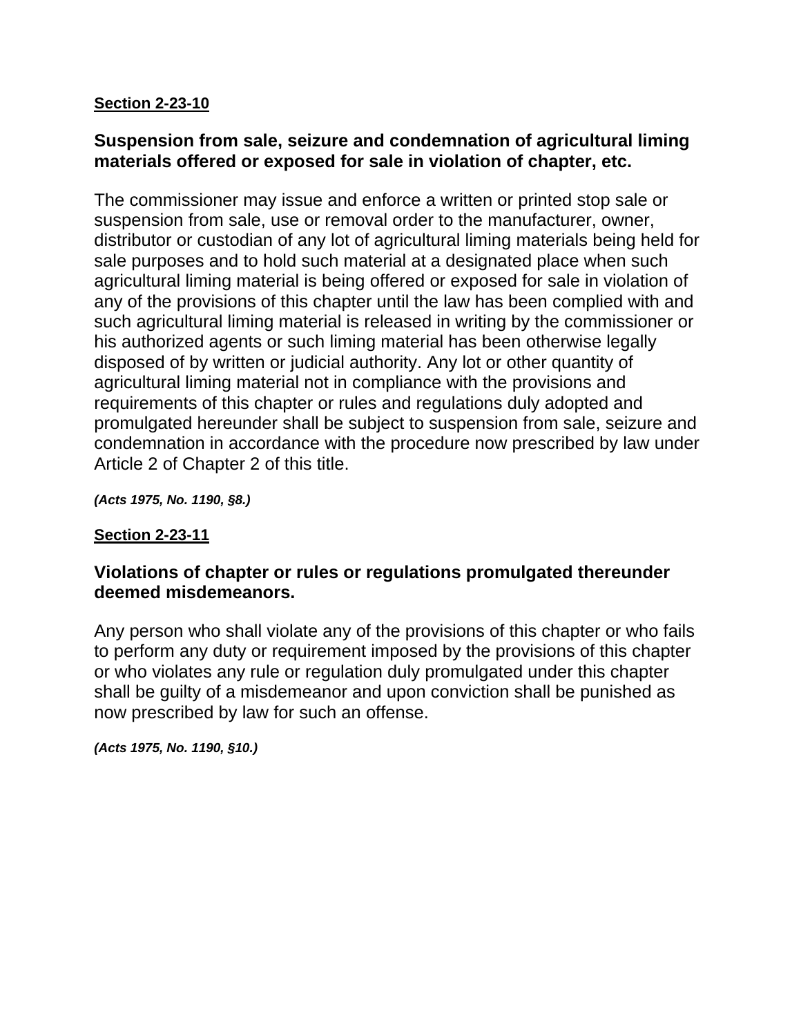**Section 2-23-10**

### Suspension from sale, seizure and condemnation of agricultural liming materials offered or exposed for sale in violation of chapter, etc.

The commissioner may issue and enforce a written or printed stop sale or suspension from sale, use or removal order to the manufacturer, owner, distributor or custodian of any lot of agricultural liming materials being held for sale purposes and to hold such material at a designated place when such agricultural liming material is being offered or exposed for sale in violation of any of the provisions of this chapter until the law has been complied with and such agricultural liming material is released in writing by the commissioner or his authorized agents or such liming material has been otherwise legally disposed of by written or judicial authority. Any lot or other quantity of agricultural liming material not in compliance with the provisions and requirements of this chapter or rules and regulations duly adopted and promulgated hereunder shall be subject to suspension from sale, seizure and condemnation in accordance with the procedure now prescribed by law under Article 2 of Chapter 2 of this title.

***(Acts 1975, No. 1190, §8.)***

**Section 2-23-11**

### Violations of chapter or rules or regulations promulgated thereunder deemed misdemeanors.

Any person who shall violate any of the provisions of this chapter or who fails to perform any duty or requirement imposed by the provisions of this chapter or who violates any rule or regulation duly promulgated under this chapter shall be guilty of a misdemeanor and upon conviction shall be punished as now prescribed by law for such an offense.

***(Acts 1975, No. 1190, §10.)***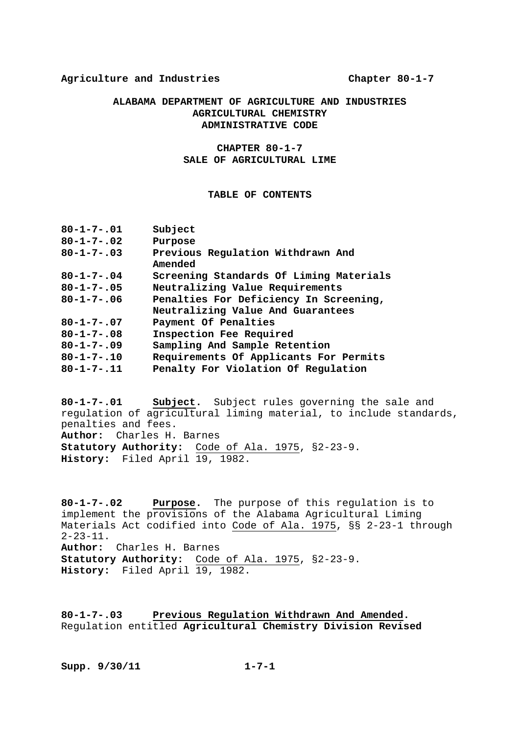**ALABAMA DEPARTMENT OF AGRICULTURE AND INDUSTRIES**
**AGRICULTURAL CHEMISTRY**
**ADMINISTRATIVE CODE**

**CHAPTER 80-1-7**
**SALE OF AGRICULTURAL LIME**

**TABLE OF CONTENTS**

| | |
|---|---|
| **80-1-7-.01** | **Subject** |
| **80-1-7-.02** | **Purpose** |
| **80-1-7-.03** | **Previous Regulation Withdrawn And Amended** |
| **80-1-7-.04** | **Screening Standards Of Liming Materials** |
| **80-1-7-.05** | **Neutralizing Value Requirements** |
| **80-1-7-.06** | **Penalties For Deficiency In Screening, Neutralizing Value And Guarantees** |
| **80-1-7-.07** | **Payment Of Penalties** |
| **80-1-7-.08** | **Inspection Fee Required** |
| **80-1-7-.09** | **Sampling And Sample Retention** |
| **80-1-7-.10** | **Requirements Of Applicants For Permits** |
| **80-1-7-.11** | **Penalty For Violation Of Regulation** |

**80-1-7-.01 Subject.** Subject rules governing the sale and regulation of agricultural liming material, to include standards, penalties and fees.
**Author:** Charles H. Barnes
**Statutory Authority:** Code of Ala. 1975, §2-23-9.
**History:** Filed April 19, 1982.

**80-1-7-.02 Purpose.** The purpose of this regulation is to implement the provisions of the Alabama Agricultural Liming Materials Act codified into Code of Ala. 1975, §§ 2-23-1 through 2-23-11.
**Author:** Charles H. Barnes
**Statutory Authority:** Code of Ala. 1975, §2-23-9.
**History:** Filed April 19, 1982.

**80-1-7-.03 Previous Regulation Withdrawn And Amended.** Regulation entitled **Agricultural Chemistry Division Revised**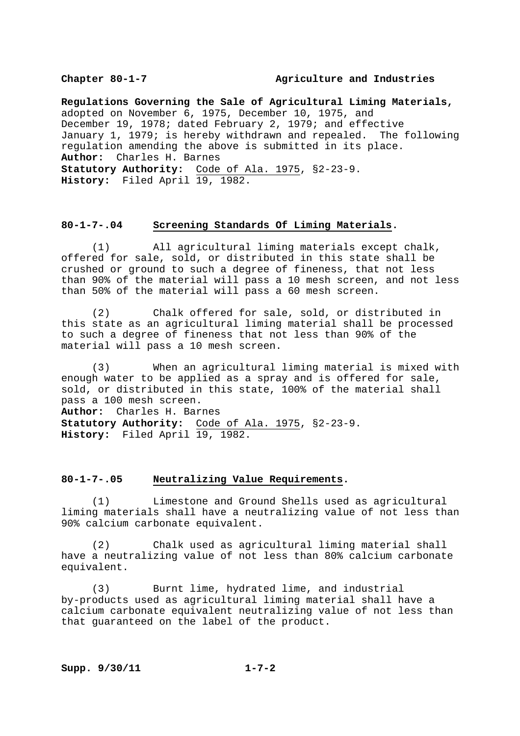**Regulations Governing the Sale of Agricultural Liming Materials,** adopted on November 6, 1975, December 10, 1975, and December 19, 1978; dated February 2, 1979; and effective January 1, 1979; is hereby withdrawn and repealed. The following regulation amending the above is submitted in its place.
**Author:** Charles H. Barnes
**Statutory Authority:** Code of Ala. 1975, §2-23-9.
**History:** Filed April 19, 1982.

## 80-1-7-.04 Screening Standards Of Liming Materials.

(1) All agricultural liming materials except chalk, offered for sale, sold, or distributed in this state shall be crushed or ground to such a degree of fineness, that not less than 90% of the material will pass a 10 mesh screen, and not less than 50% of the material will pass a 60 mesh screen.

(2) Chalk offered for sale, sold, or distributed in this state as an agricultural liming material shall be processed to such a degree of fineness that not less than 90% of the material will pass a 10 mesh screen.

(3) When an agricultural liming material is mixed with enough water to be applied as a spray and is offered for sale, sold, or distributed in this state, 100% of the material shall pass a 100 mesh screen.
**Author:** Charles H. Barnes
**Statutory Authority:** Code of Ala. 1975, §2-23-9.
**History:** Filed April 19, 1982.

## 80-1-7-.05 Neutralizing Value Requirements.

(1) Limestone and Ground Shells used as agricultural liming materials shall have a neutralizing value of not less than 90% calcium carbonate equivalent.

(2) Chalk used as agricultural liming material shall have a neutralizing value of not less than 80% calcium carbonate equivalent.

(3) Burnt lime, hydrated lime, and industrial by-products used as agricultural liming material shall have a calcium carbonate equivalent neutralizing value of not less than that guaranteed on the label of the product.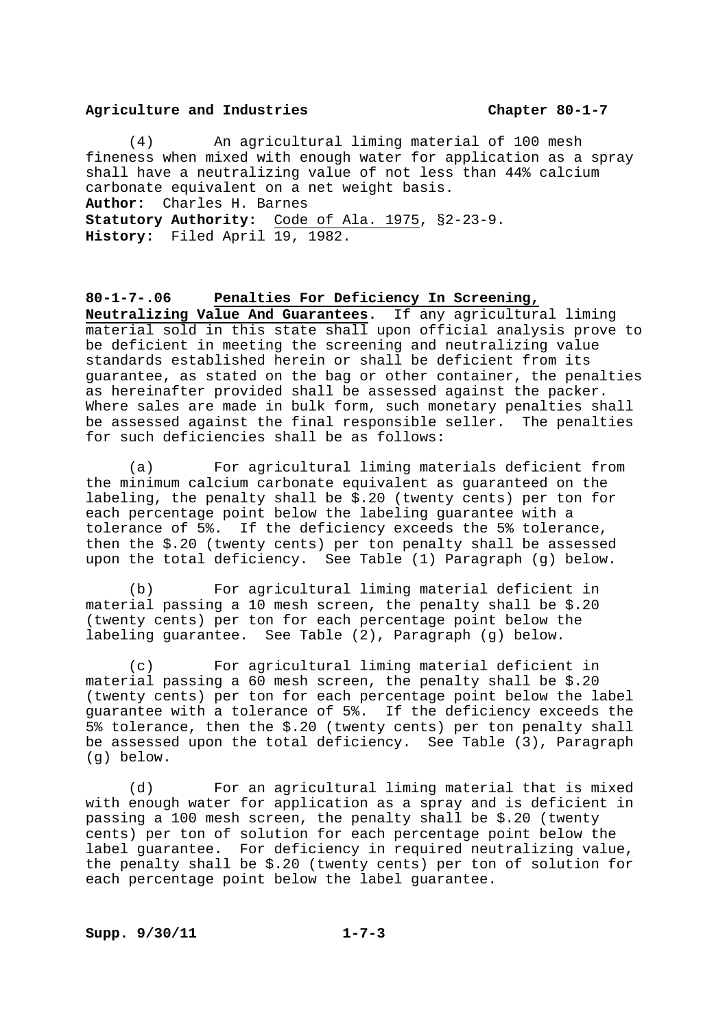(4) An agricultural liming material of 100 mesh fineness when mixed with enough water for application as a spray shall have a neutralizing value of not less than 44% calcium carbonate equivalent on a net weight basis.
**Author:** Charles H. Barnes
**Statutory Authority:** Code of Ala. 1975, §2-23-9.
**History:** Filed April 19, 1982.

**80-1-7-.06 Penalties For Deficiency In Screening, Neutralizing Value And Guarantees.** If any agricultural liming material sold in this state shall upon official analysis prove to be deficient in meeting the screening and neutralizing value standards established herein or shall be deficient from its guarantee, as stated on the bag or other container, the penalties as hereinafter provided shall be assessed against the packer. Where sales are made in bulk form, such monetary penalties shall be assessed against the final responsible seller. The penalties for such deficiencies shall be as follows:

(a) For agricultural liming materials deficient from the minimum calcium carbonate equivalent as guaranteed on the labeling, the penalty shall be $.20 (twenty cents) per ton for each percentage point below the labeling guarantee with a tolerance of 5%. If the deficiency exceeds the 5% tolerance, then the $.20 (twenty cents) per ton penalty shall be assessed upon the total deficiency. See Table (1) Paragraph (g) below.

(b) For agricultural liming material deficient in material passing a 10 mesh screen, the penalty shall be $.20 (twenty cents) per ton for each percentage point below the labeling guarantee. See Table (2), Paragraph (g) below.

(c) For agricultural liming material deficient in material passing a 60 mesh screen, the penalty shall be $.20 (twenty cents) per ton for each percentage point below the label guarantee with a tolerance of 5%. If the deficiency exceeds the 5% tolerance, then the $.20 (twenty cents) per ton penalty shall be assessed upon the total deficiency. See Table (3), Paragraph (g) below.

(d) For an agricultural liming material that is mixed with enough water for application as a spray and is deficient in passing a 100 mesh screen, the penalty shall be $.20 (twenty cents) per ton of solution for each percentage point below the label guarantee. For deficiency in required neutralizing value, the penalty shall be $.20 (twenty cents) per ton of solution for each percentage point below the label guarantee.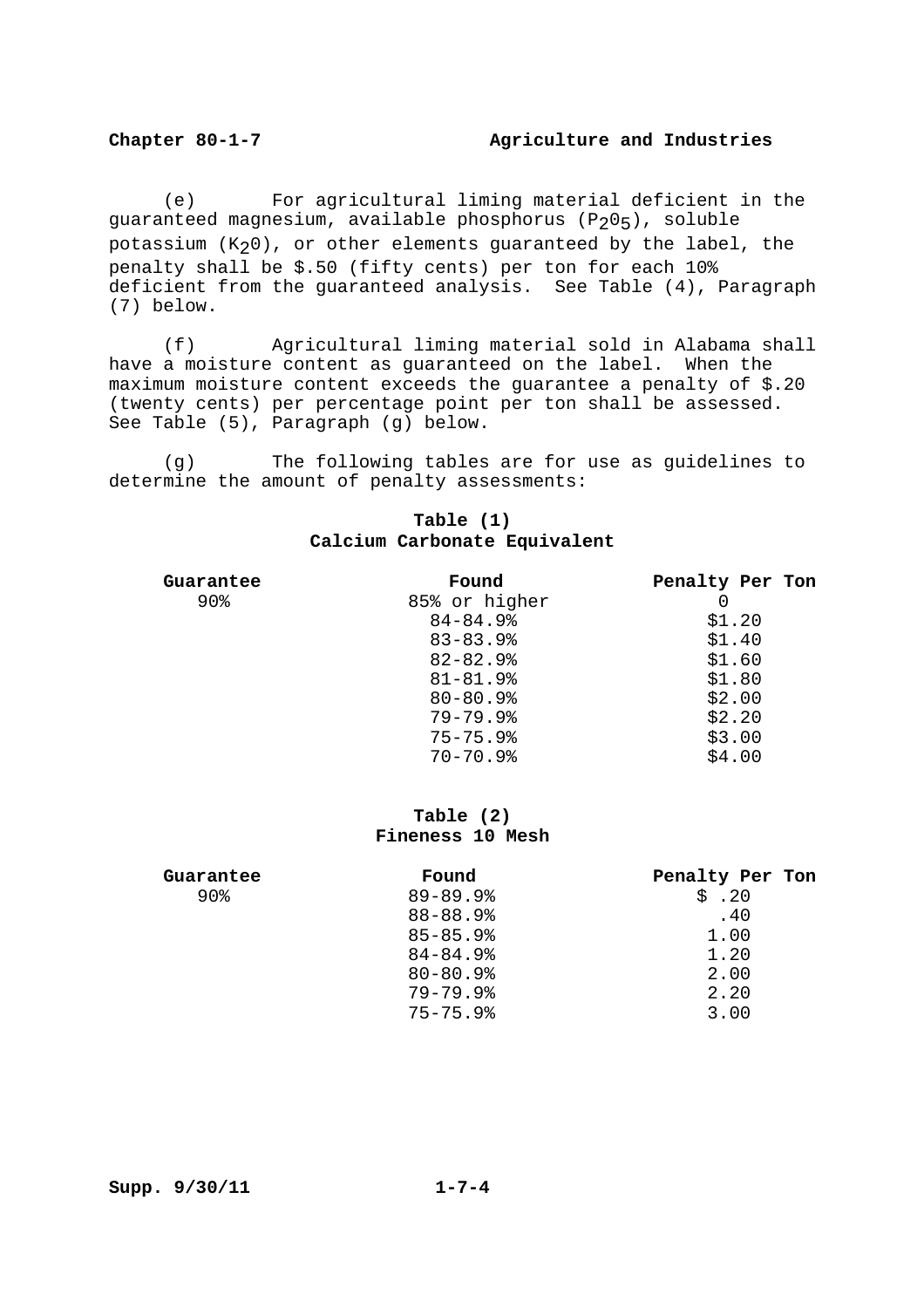(e) For agricultural liming material deficient in the guaranteed magnesium, available phosphorus ($P_2O_5$), soluble potassium ($K_2O$), or other elements guaranteed by the label, the penalty shall be $.50 (fifty cents) per ton for each 10% deficient from the guaranteed analysis. See Table (4), Paragraph (7) below.

(f) Agricultural liming material sold in Alabama shall have a moisture content as guaranteed on the label. When the maximum moisture content exceeds the guarantee a penalty of $.20 (twenty cents) per percentage point per ton shall be assessed. See Table (5), Paragraph (g) below.

(g) The following tables are for use as guidelines to determine the amount of penalty assessments:

**Table (1)**
**Calcium Carbonate Equivalent**

| Guarantee | Found | Penalty Per Ton |
|---|---|---|
| 90% | 85% or higher | 0 |
| | 84-84.9% | $1.20 |
| | 83-83.9% | $1.40 |
| | 82-82.9% | $1.60 |
| | 81-81.9% | $1.80 |
| | 80-80.9% | $2.00 |
| | 79-79.9% | $2.20 |
| | 75-75.9% | $3.00 |
| | 70-70.9% | $4.00 |

**Table (2)**
**Fineness 10 Mesh**

| Guarantee | Found | Penalty Per Ton |
|---|---|---|
| 90% | 89-89.9% | $ .20 |
| | 88-88.9% | .40 |
| | 85-85.9% | 1.00 |
| | 84-84.9% | 1.20 |
| | 80-80.9% | 2.00 |
| | 79-79.9% | 2.20 |
| | 75-75.9% | 3.00 |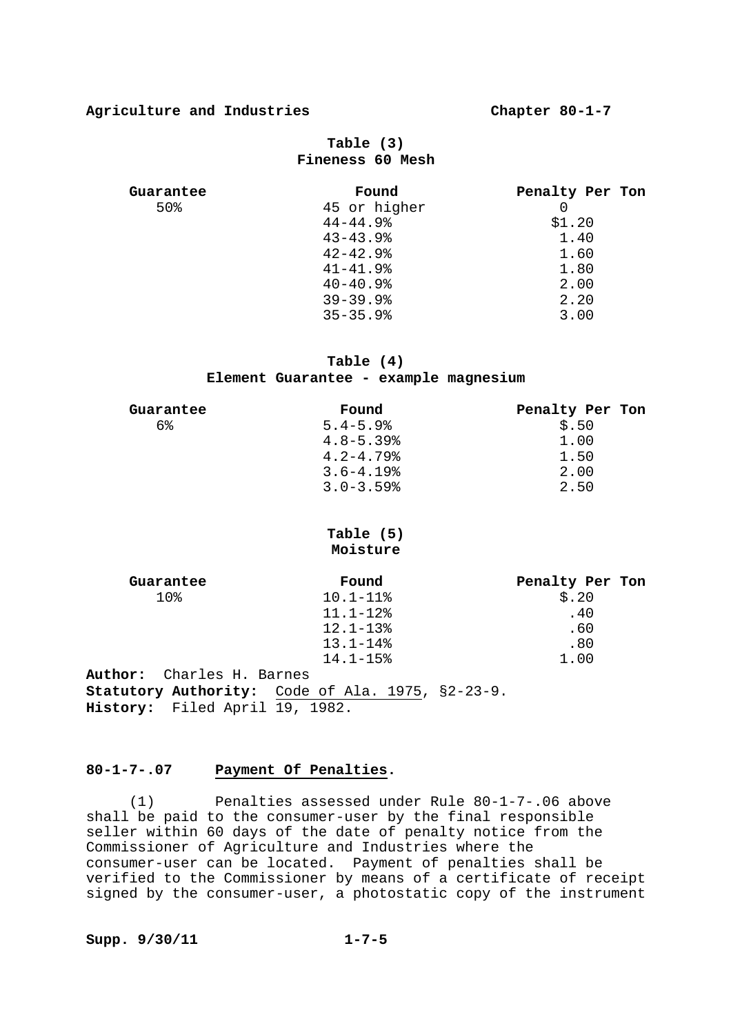**Table (3)**
**Fineness 60 Mesh**

| Guarantee | Found | Penalty Per Ton |
|---|---|---|
| 50% | 45 or higher | 0 |
| | 44-44.9% | $1.20 |
| | 43-43.9% | 1.40 |
| | 42-42.9% | 1.60 |
| | 41-41.9% | 1.80 |
| | 40-40.9% | 2.00 |
| | 39-39.9% | 2.20 |
| | 35-35.9% | 3.00 |

**Table (4)**
**Element Guarantee - example magnesium**

| Guarantee | Found | Penalty Per Ton |
|---|---|---|
| 6% | 5.4-5.9% | $.50 |
| | 4.8-5.39% | 1.00 |
| | 4.2-4.79% | 1.50 |
| | 3.6-4.19% | 2.00 |
| | 3.0-3.59% | 2.50 |

**Table (5)**
**Moisture**

| Guarantee | Found | Penalty Per Ton |
|---|---|---|
| 10% | 10.1-11% | $.20 |
| | 11.1-12% | .40 |
| | 12.1-13% | .60 |
| | 13.1-14% | .80 |
| | 14.1-15% | 1.00 |

**Author:** Charles H. Barnes
**Statutory Authority:** Code of Ala. 1975, §2-23-9.
**History:** Filed April 19, 1982.

**80-1-7-.07 Payment Of Penalties.**

(1) Penalties assessed under Rule 80-1-7-.06 above shall be paid to the consumer-user by the final responsible seller within 60 days of the date of penalty notice from the Commissioner of Agriculture and Industries where the consumer-user can be located. Payment of penalties shall be verified to the Commissioner by means of a certificate of receipt signed by the consumer-user, a photostatic copy of the instrument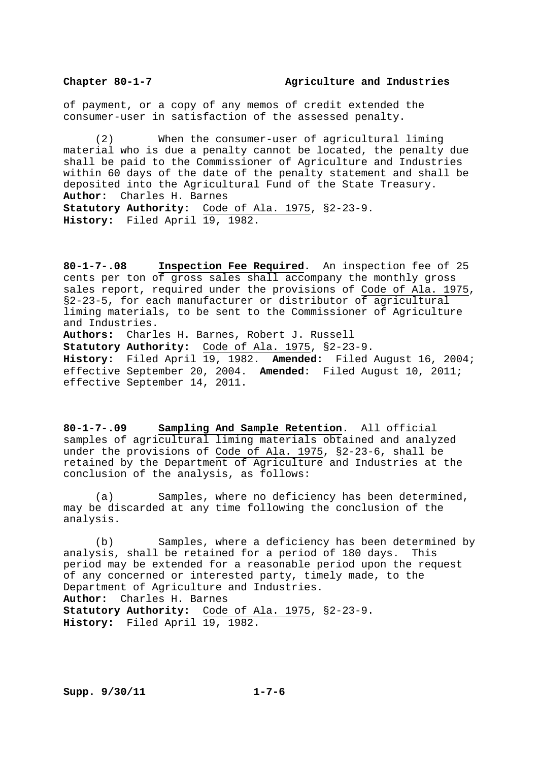of payment, or a copy of any memos of credit extended the consumer-user in satisfaction of the assessed penalty.

(2) When the consumer-user of agricultural liming material who is due a penalty cannot be located, the penalty due shall be paid to the Commissioner of Agriculture and Industries within 60 days of the date of the penalty statement and shall be deposited into the Agricultural Fund of the State Treasury.

**Author:** Charles H. Barnes
**Statutory Authority:** Code of Ala. 1975, §2-23-9.
**History:** Filed April 19, 1982.

**80-1-7-.08 Inspection Fee Required.** An inspection fee of 25 cents per ton of gross sales shall accompany the monthly gross sales report, required under the provisions of Code of Ala. 1975, §2-23-5, for each manufacturer or distributor of agricultural liming materials, to be sent to the Commissioner of Agriculture and Industries.

**Authors:** Charles H. Barnes, Robert J. Russell
**Statutory Authority:** Code of Ala. 1975, §2-23-9.
**History:** Filed April 19, 1982. **Amended:** Filed August 16, 2004; effective September 20, 2004. **Amended:** Filed August 10, 2011; effective September 14, 2011.

**80-1-7-.09 Sampling And Sample Retention.** All official samples of agricultural liming materials obtained and analyzed under the provisions of Code of Ala. 1975, §2-23-6, shall be retained by the Department of Agriculture and Industries at the conclusion of the analysis, as follows:

(a) Samples, where no deficiency has been determined, may be discarded at any time following the conclusion of the analysis.

(b) Samples, where a deficiency has been determined by analysis, shall be retained for a period of 180 days. This period may be extended for a reasonable period upon the request of any concerned or interested party, timely made, to the Department of Agriculture and Industries.

**Author:** Charles H. Barnes
**Statutory Authority:** Code of Ala. 1975, §2-23-9.
**History:** Filed April 19, 1982.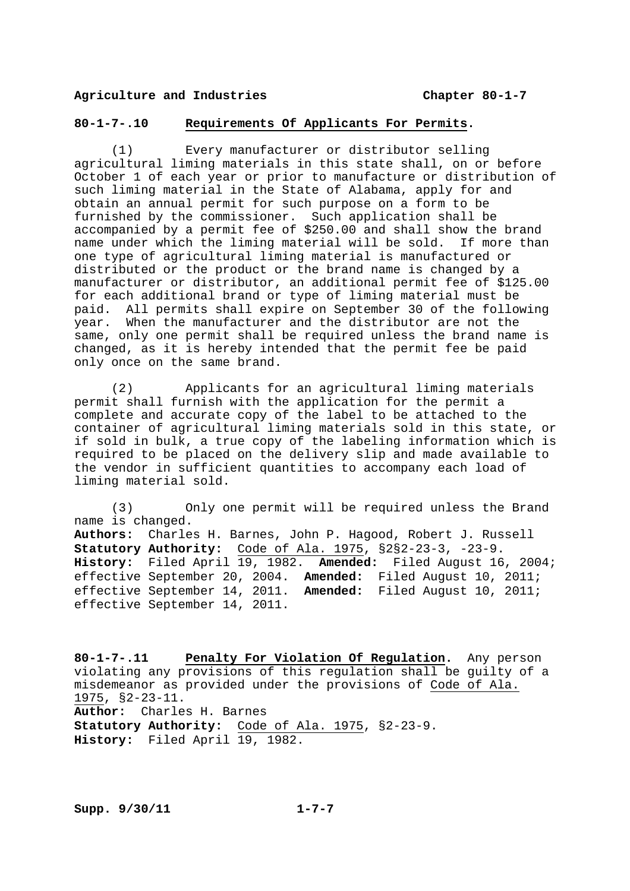**80-1-7-.10 Requirements Of Applicants For Permits.**

(1) Every manufacturer or distributor selling agricultural liming materials in this state shall, on or before October 1 of each year or prior to manufacture or distribution of such liming material in the State of Alabama, apply for and obtain an annual permit for such purpose on a form to be furnished by the commissioner. Such application shall be accompanied by a permit fee of $250.00 and shall show the brand name under which the liming material will be sold. If more than one type of agricultural liming material is manufactured or distributed or the product or the brand name is changed by a manufacturer or distributor, an additional permit fee of $125.00 for each additional brand or type of liming material must be paid. All permits shall expire on September 30 of the following year. When the manufacturer and the distributor are not the same, only one permit shall be required unless the brand name is changed, as it is hereby intended that the permit fee be paid only once on the same brand.

(2) Applicants for an agricultural liming materials permit shall furnish with the application for the permit a complete and accurate copy of the label to be attached to the container of agricultural liming materials sold in this state, or if sold in bulk, a true copy of the labeling information which is required to be placed on the delivery slip and made available to the vendor in sufficient quantities to accompany each load of liming material sold.

(3) Only one permit will be required unless the Brand name is changed.

**Authors:** Charles H. Barnes, John P. Hagood, Robert J. Russell
**Statutory Authority:** Code of Ala. 1975, §§2-23-3, -23-9.
**History:** Filed April 19, 1982. **Amended:** Filed August 16, 2004; effective September 20, 2004. **Amended:** Filed August 10, 2011; effective September 14, 2011. **Amended:** Filed August 10, 2011; effective September 14, 2011.

**80-1-7-.11 Penalty For Violation Of Regulation.** Any person violating any provisions of this regulation shall be guilty of a misdemeanor as provided under the provisions of Code of Ala. 1975, §2-23-11.

**Author:** Charles H. Barnes
**Statutory Authority:** Code of Ala. 1975, §2-23-9.
**History:** Filed April 19, 1982.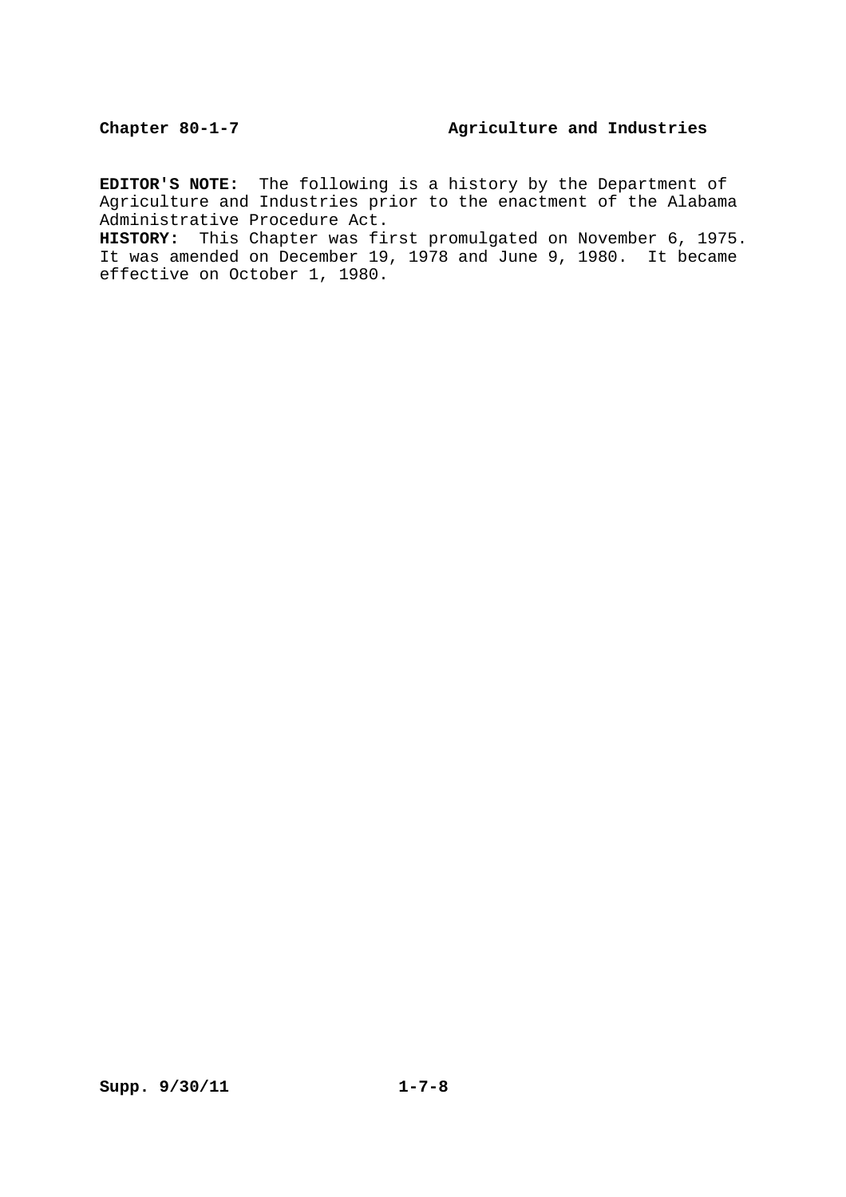**EDITOR'S NOTE:** The following is a history by the Department of Agriculture and Industries prior to the enactment of the Alabama Administrative Procedure Act.

**HISTORY:** This Chapter was first promulgated on November 6, 1975. It was amended on December 19, 1978 and June 9, 1980. It became effective on October 1, 1980.